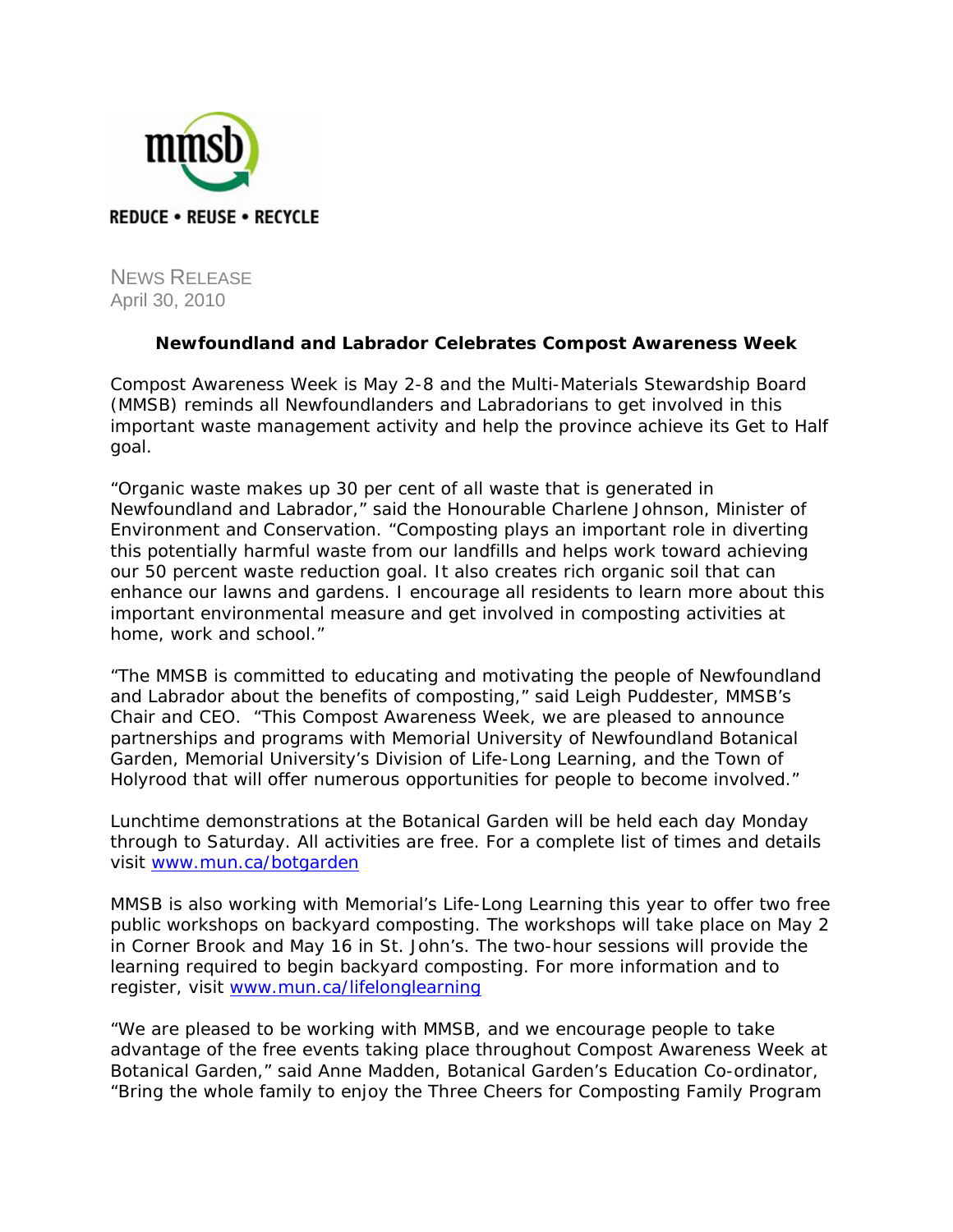mmsb

REDUCE • REUSE • RECYCLE

NEWS RELEASE
April 30, 2010

**Newfoundland and Labrador Celebrates Compost Awareness Week**

Compost Awareness Week is May 2-8 and the Multi-Materials Stewardship Board (MMSB) reminds all Newfoundlanders and Labradorians to get involved in this important waste management activity and help the province achieve its Get to Half goal.

"Organic waste makes up 30 per cent of all waste that is generated in Newfoundland and Labrador," said the Honourable Charlene Johnson, Minister of Environment and Conservation. "Composting plays an important role in diverting this potentially harmful waste from our landfills and helps work toward achieving our 50 percent waste reduction goal. It also creates rich organic soil that can enhance our lawns and gardens. I encourage all residents to learn more about this important environmental measure and get involved in composting activities at home, work and school."

"The MMSB is committed to educating and motivating the people of Newfoundland and Labrador about the benefits of composting," said Leigh Puddester, MMSB's Chair and CEO. "This Compost Awareness Week, we are pleased to announce partnerships and programs with Memorial University of Newfoundland Botanical Garden, Memorial University's Division of Life-Long Learning, and the Town of Holyrood that will offer numerous opportunities for people to become involved."

Lunchtime demonstrations at the Botanical Garden will be held each day Monday through to Saturday. All activities are free. For a complete list of times and details visit [www.mun.ca/botgarden](http://www.mun.ca/botgarden)

MMSB is also working with Memorial's Life-Long Learning this year to offer two free public workshops on backyard composting. The workshops will take place on May 2 in Corner Brook and May 16 in St. John's. The two-hour sessions will provide the learning required to begin backyard composting. For more information and to register, visit [www.mun.ca/lifelonglearning](http://www.mun.ca/lifelonglearning)

"We are pleased to be working with MMSB, and we encourage people to take advantage of the free events taking place throughout Compost Awareness Week at Botanical Garden," said Anne Madden, Botanical Garden's Education Co-ordinator, "Bring the whole family to enjoy the Three Cheers for Composting Family Program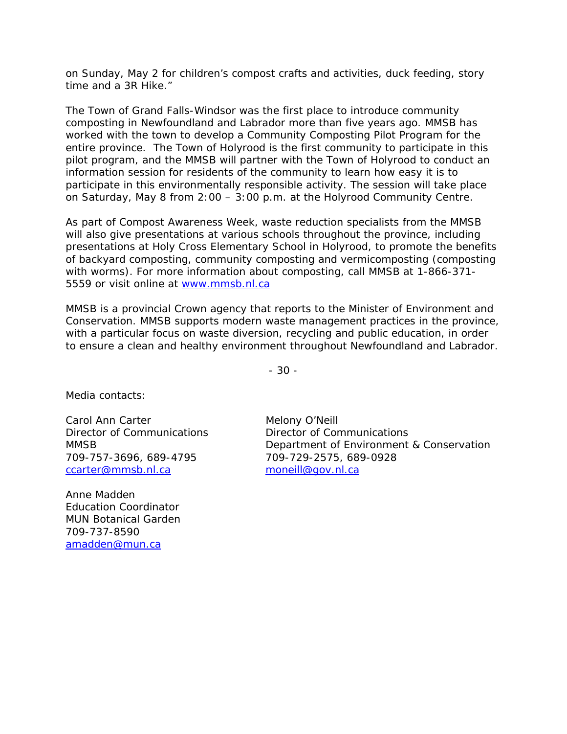on Sunday, May 2 for children's compost crafts and activities, duck feeding, story time and a 3R Hike."

The Town of Grand Falls-Windsor was the first place to introduce community composting in Newfoundland and Labrador more than five years ago. MMSB has worked with the town to develop a Community Composting Pilot Program for the entire province. The Town of Holyrood is the first community to participate in this pilot program, and the MMSB will partner with the Town of Holyrood to conduct an information session for residents of the community to learn how easy it is to participate in this environmentally responsible activity. The session will take place on Saturday, May 8 from 2:00 – 3:00 p.m. at the Holyrood Community Centre.

As part of Compost Awareness Week, waste reduction specialists from the MMSB will also give presentations at various schools throughout the province, including presentations at Holy Cross Elementary School in Holyrood, to promote the benefits of backyard composting, community composting and vermicomposting (composting with worms). For more information about composting, call MMSB at 1-866-371-5559 or visit online at www.mmsb.nl.ca

MMSB is a provincial Crown agency that reports to the Minister of Environment and Conservation. MMSB supports modern waste management practices in the province, with a particular focus on waste diversion, recycling and public education, in order to ensure a clean and healthy environment throughout Newfoundland and Labrador.

- 30 -

Media contacts:

Carol Ann Carter
Director of Communications
MMSB
709-757-3696, 689-4795
ccarter@mmsb.nl.ca

Melony O'Neill
Director of Communications
Department of Environment & Conservation
709-729-2575, 689-0928
moneill@gov.nl.ca

Anne Madden
Education Coordinator
MUN Botanical Garden
709-737-8590
amadden@mun.ca